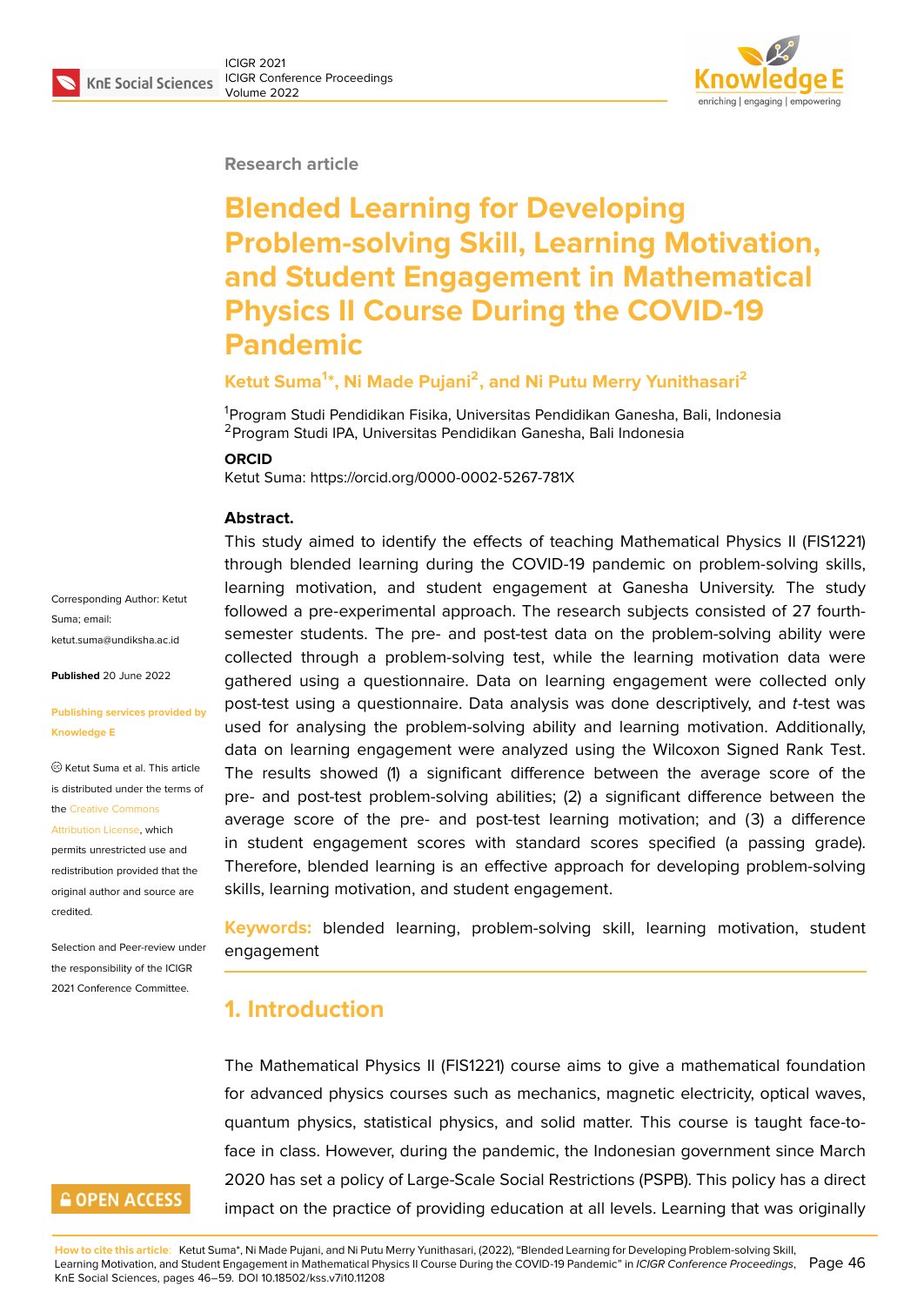Research article

# Blended Learning for Developing Problem-solving Skill, Learning Motivation, and Student Engagement in Mathematical Physics II Course During the COVID-19 Pandemic

**Ketut Suma[1]*, Ni Made Pujani[2], and Ni Putu Merry Yunithasari[2]**

[1]Program Studi Pendidikan Fisika, Universitas Pendidikan Ganesha, Bali, Indonesia
[2]Program Studi IPA, Universitas Pendidikan Ganesha, Bali Indonesia

**ORCID**

Ketut Suma: https://orcid.org/0000-0002-5267-781X

Corresponding Author: Ketut Suma; email: ketut.suma@undiksha.ac.id

**Published** 20 June 2022

**Publishing services provided by Knowledge E**

© Ketut Suma et al. This article is distributed under the terms of the Creative Commons Attribution License, which permits unrestricted use and redistribution provided that the original author and source are credited.

Selection and Peer-review under the responsibility of the ICIGR 2021 Conference Committee.

**Abstract.**

This study aimed to identify the effects of teaching Mathematical Physics II (FIS1221) through blended learning during the COVID-19 pandemic on problem-solving skills, learning motivation, and student engagement at Ganesha University. The study followed a pre-experimental approach. The research subjects consisted of 27 fourth-semester students. The pre- and post-test data on the problem-solving ability were collected through a problem-solving test, while the learning motivation data were gathered using a questionnaire. Data on learning engagement were collected only post-test using a questionnaire. Data analysis was done descriptively, and *t*-test was used for analysing the problem-solving ability and learning motivation. Additionally, data on learning engagement were analyzed using the Wilcoxon Signed Rank Test. The results showed (1) a significant difference between the average score of the pre- and post-test problem-solving abilities; (2) a significant difference between the average score of the pre- and post-test learning motivation; and (3) a difference in student engagement scores with standard scores specified (a passing grade). Therefore, blended learning is an effective approach for developing problem-solving skills, learning motivation, and student engagement.

**Keywords:** blended learning, problem-solving skill, learning motivation, student engagement

## 1. Introduction

The Mathematical Physics II (FIS1221) course aims to give a mathematical foundation for advanced physics courses such as mechanics, magnetic electricity, optical waves, quantum physics, statistical physics, and solid matter. This course is taught face-to-face in class. However, during the pandemic, the Indonesian government since March 2020 has set a policy of Large-Scale Social Restrictions (PSPB). This policy has a direct impact on the practice of providing education at all levels. Learning that was originally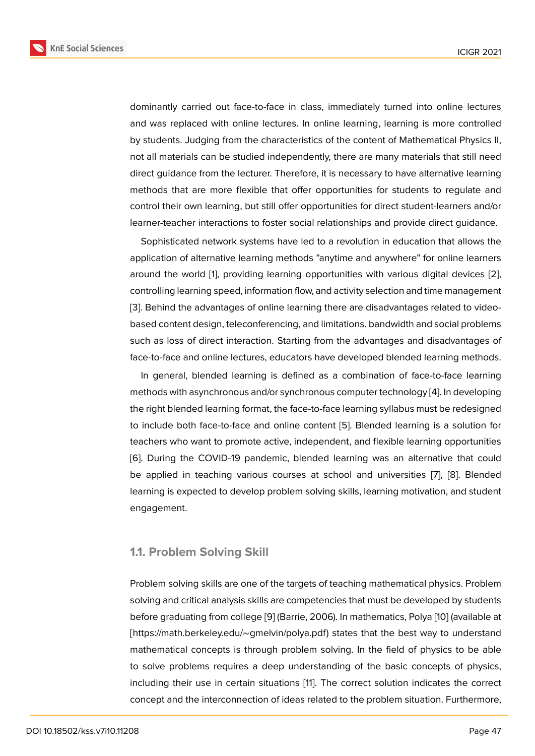dominantly carried out face-to-face in class, immediately turned into online lectures and was replaced with online lectures. In online learning, learning is more controlled by students. Judging from the characteristics of the content of Mathematical Physics II, not all materials can be studied independently, there are many materials that still need direct guidance from the lecturer. Therefore, it is necessary to have alternative learning methods that are more flexible that offer opportunities for students to regulate and control their own learning, but still offer opportunities for direct student-learners and/or learner-teacher interactions to foster social relationships and provide direct guidance.

Sophisticated network systems have led to a revolution in education that allows the application of alternative learning methods "anytime and anywhere" for online learners around the world [1], providing learning opportunities with various digital devices [2], controlling learning speed, information flow, and activity selection and time management [3]. Behind the advantages of online learning there are disadvantages related to video-based content design, teleconferencing, and limitations. bandwidth and social problems such as loss of direct interaction. Starting from the advantages and disadvantages of face-to-face and online lectures, educators have developed blended learning methods.

In general, blended learning is defined as a combination of face-to-face learning methods with asynchronous and/or synchronous computer technology [4]. In developing the right blended learning format, the face-to-face learning syllabus must be redesigned to include both face-to-face and online content [5]. Blended learning is a solution for teachers who want to promote active, independent, and flexible learning opportunities [6]. During the COVID-19 pandemic, blended learning was an alternative that could be applied in teaching various courses at school and universities [7], [8]. Blended learning is expected to develop problem solving skills, learning motivation, and student engagement.

### 1.1. Problem Solving Skill

Problem solving skills are one of the targets of teaching mathematical physics. Problem solving and critical analysis skills are competencies that must be developed by students before graduating from college [9] (Barrie, 2006). In mathematics, Polya [10] (available at [https://math.berkeley.edu/~gmelvin/polya.pdf) states that the best way to understand mathematical concepts is through problem solving. In the field of physics to be able to solve problems requires a deep understanding of the basic concepts of physics, including their use in certain situations [11]. The correct solution indicates the correct concept and the interconnection of ideas related to the problem situation. Furthermore,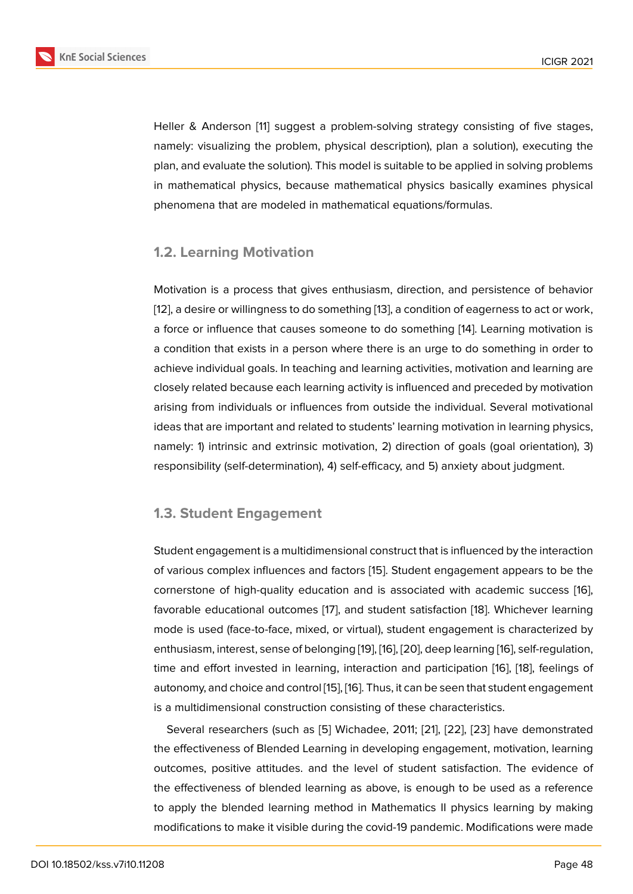Heller & Anderson [11] suggest a problem-solving strategy consisting of five stages, namely: visualizing the problem, physical description), plan a solution), executing the plan, and evaluate the solution). This model is suitable to be applied in solving problems in mathematical physics, because mathematical physics basically examines physical phenomena that are modeled in mathematical equations/formulas.

### 1.2. Learning Motivation

Motivation is a process that gives enthusiasm, direction, and persistence of behavior [12], a desire or willingness to do something [13], a condition of eagerness to act or work, a force or influence that causes someone to do something [14]. Learning motivation is a condition that exists in a person where there is an urge to do something in order to achieve individual goals. In teaching and learning activities, motivation and learning are closely related because each learning activity is influenced and preceded by motivation arising from individuals or influences from outside the individual. Several motivational ideas that are important and related to students' learning motivation in learning physics, namely: 1) intrinsic and extrinsic motivation, 2) direction of goals (goal orientation), 3) responsibility (self-determination), 4) self-efficacy, and 5) anxiety about judgment.

### 1.3. Student Engagement

Student engagement is a multidimensional construct that is influenced by the interaction of various complex influences and factors [15]. Student engagement appears to be the cornerstone of high-quality education and is associated with academic success [16], favorable educational outcomes [17], and student satisfaction [18]. Whichever learning mode is used (face-to-face, mixed, or virtual), student engagement is characterized by enthusiasm, interest, sense of belonging [19], [16], [20], deep learning [16], self-regulation, time and effort invested in learning, interaction and participation [16], [18], feelings of autonomy, and choice and control [15], [16]. Thus, it can be seen that student engagement is a multidimensional construction consisting of these characteristics.

Several researchers (such as [5] Wichadee, 2011; [21], [22], [23] have demonstrated the effectiveness of Blended Learning in developing engagement, motivation, learning outcomes, positive attitudes. and the level of student satisfaction. The evidence of the effectiveness of blended learning as above, is enough to be used as a reference to apply the blended learning method in Mathematics II physics learning by making modifications to make it visible during the covid-19 pandemic. Modifications were made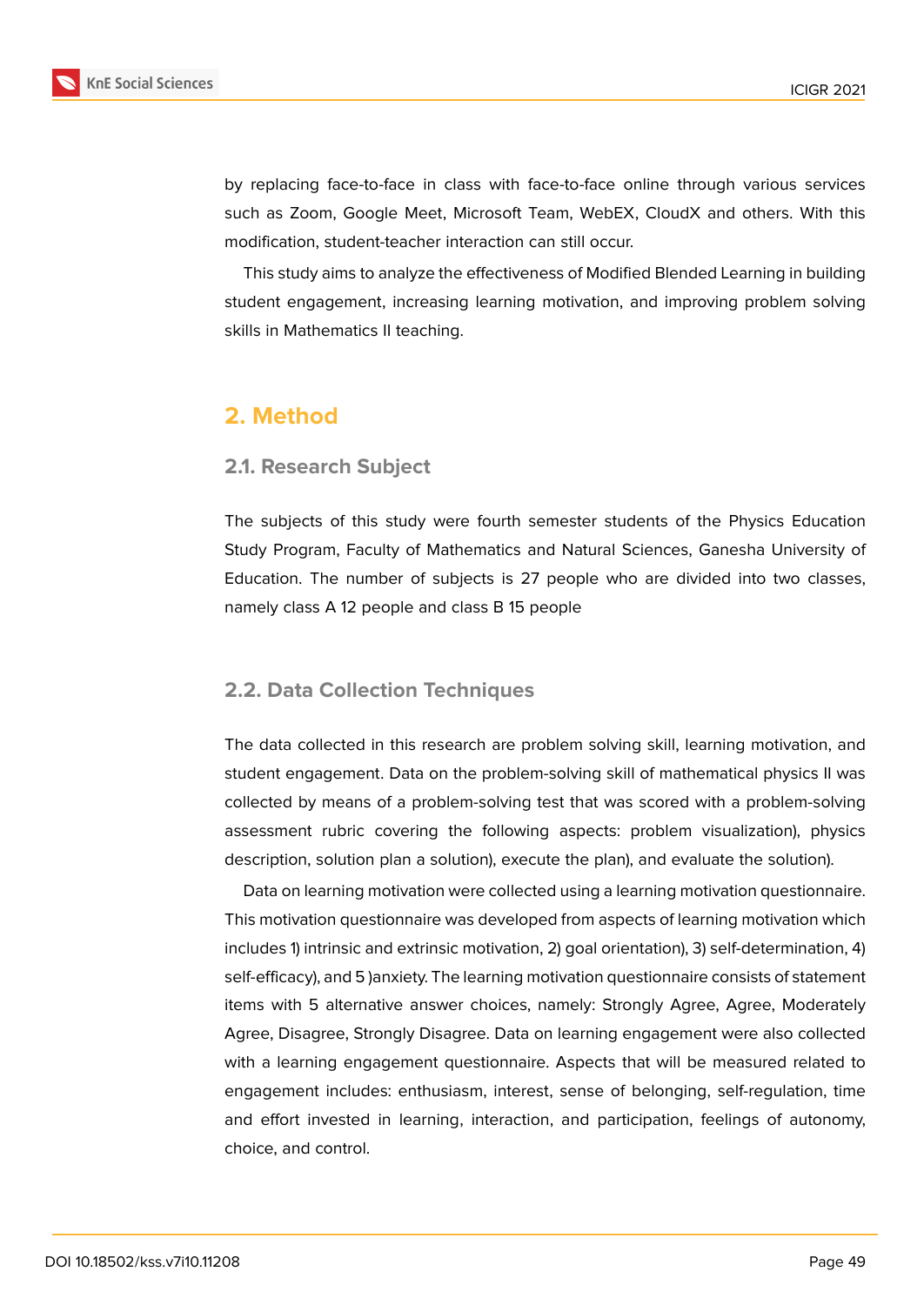by replacing face-to-face in class with face-to-face online through various services such as Zoom, Google Meet, Microsoft Team, WebEX, CloudX and others. With this modification, student-teacher interaction can still occur.

This study aims to analyze the effectiveness of Modified Blended Learning in building student engagement, increasing learning motivation, and improving problem solving skills in Mathematics II teaching.

# 2. Method

## 2.1. Research Subject

The subjects of this study were fourth semester students of the Physics Education Study Program, Faculty of Mathematics and Natural Sciences, Ganesha University of Education. The number of subjects is 27 people who are divided into two classes, namely class A 12 people and class B 15 people

## 2.2. Data Collection Techniques

The data collected in this research are problem solving skill, learning motivation, and student engagement. Data on the problem-solving skill of mathematical physics II was collected by means of a problem-solving test that was scored with a problem-solving assessment rubric covering the following aspects: problem visualization), physics description, solution plan a solution), execute the plan), and evaluate the solution).

Data on learning motivation were collected using a learning motivation questionnaire. This motivation questionnaire was developed from aspects of learning motivation which includes 1) intrinsic and extrinsic motivation, 2) goal orientation), 3) self-determination, 4) self-efficacy), and 5 )anxiety. The learning motivation questionnaire consists of statement items with 5 alternative answer choices, namely: Strongly Agree, Agree, Moderately Agree, Disagree, Strongly Disagree. Data on learning engagement were also collected with a learning engagement questionnaire. Aspects that will be measured related to engagement includes: enthusiasm, interest, sense of belonging, self-regulation, time and effort invested in learning, interaction, and participation, feelings of autonomy, choice, and control.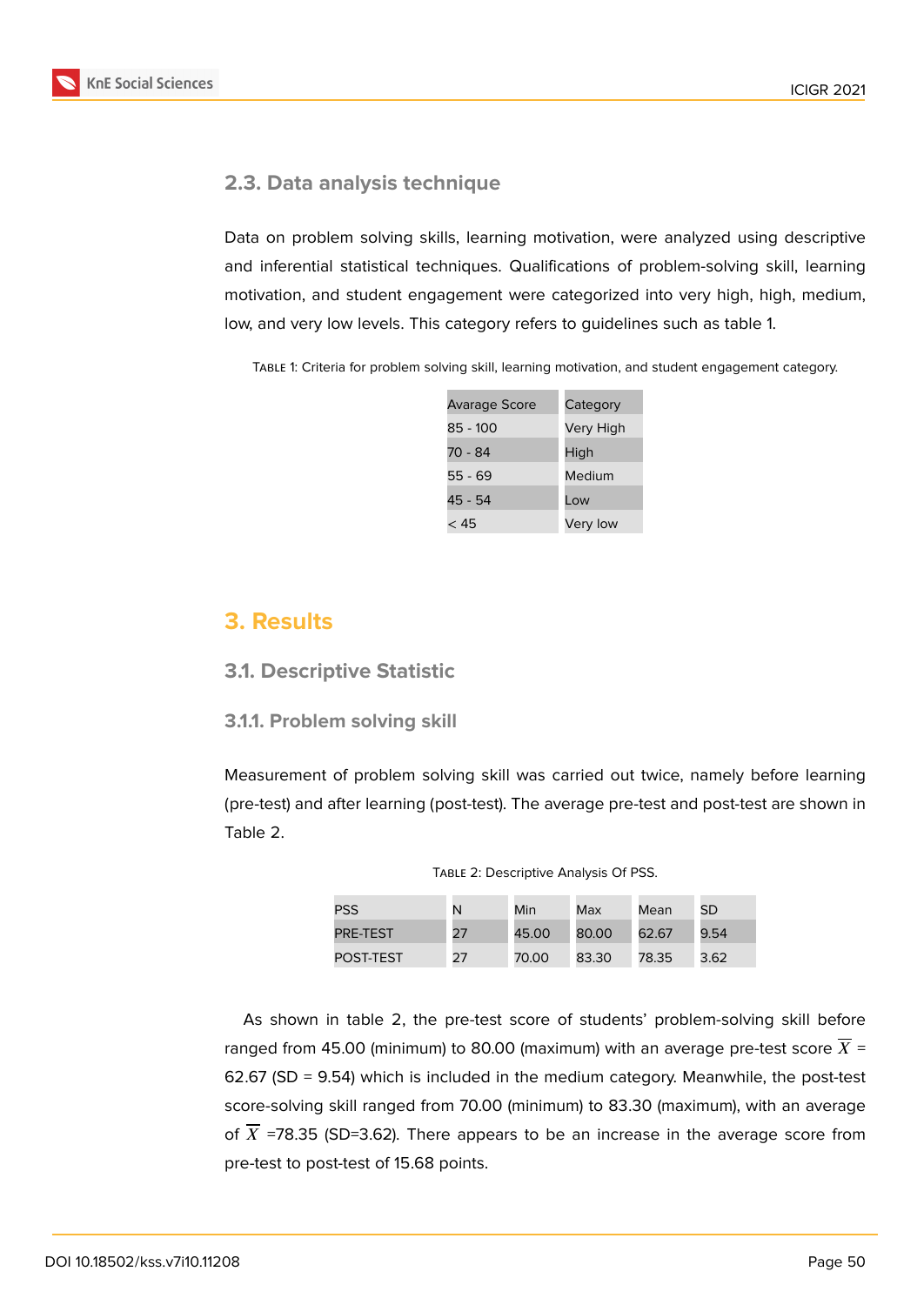### 2.3. Data analysis technique

Data on problem solving skills, learning motivation, were analyzed using descriptive and inferential statistical techniques. Qualifications of problem-solving skill, learning motivation, and student engagement were categorized into very high, high, medium, low, and very low levels. This category refers to guidelines such as table 1.

Table 1: Criteria for problem solving skill, learning motivation, and student engagement category.

| Avarage Score | Category |
|---|---|
| 85 - 100 | Very High |
| 70 - 84 | High |
| 55 - 69 | Medium |
| 45 - 54 | Low |
| < 45 | Very low |

## 3. Results

### 3.1. Descriptive Statistic

#### 3.1.1. Problem solving skill

Measurement of problem solving skill was carried out twice, namely before learning (pre-test) and after learning (post-test). The average pre-test and post-test are shown in Table 2.

Table 2: Descriptive Analysis Of PSS.

| PSS | N | Min | Max | Mean | SD |
|---|---|---|---|---|---|
| PRE-TEST | 27 | 45.00 | 80.00 | 62.67 | 9.54 |
| POST-TEST | 27 | 70.00 | 83.30 | 78.35 | 3.62 |

As shown in table 2, the pre-test score of students' problem-solving skill before ranged from 45.00 (minimum) to 80.00 (maximum) with an average pre-test score $\overline{X}$ = 62.67 (SD = 9.54) which is included in the medium category. Meanwhile, the post-test score-solving skill ranged from 70.00 (minimum) to 83.30 (maximum), with an average of $\overline{X}$ =78.35 (SD=3.62). There appears to be an increase in the average score from pre-test to post-test of 15.68 points.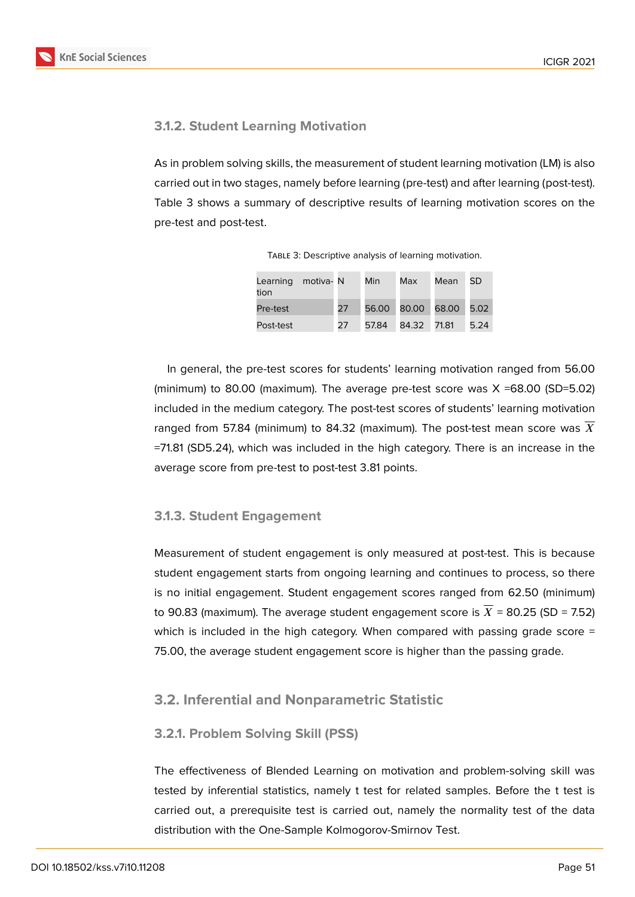#### 3.1.2. Student Learning Motivation

As in problem solving skills, the measurement of student learning motivation (LM) is also carried out in two stages, namely before learning (pre-test) and after learning (post-test). Table 3 shows a summary of descriptive results of learning motivation scores on the pre-test and post-test.

TABLE 3: Descriptive analysis of learning motivation.

| Learning motivation | N | Min | Max | Mean | SD |
|---|---|---|---|---|---|
| Pre-test | 27 | 56.00 | 80.00 | 68.00 | 5.02 |
| Post-test | 27 | 57.84 | 84.32 | 71.81 | 5.24 |

In general, the pre-test scores for students' learning motivation ranged from 56.00 (minimum) to 80.00 (maximum). The average pre-test score was X =68.00 (SD=5.02) included in the medium category. The post-test scores of students' learning motivation ranged from 57.84 (minimum) to 84.32 (maximum). The post-test mean score was $\overline{X}$ =71.81 (SD5.24), which was included in the high category. There is an increase in the average score from pre-test to post-test 3.81 points.

#### 3.1.3. Student Engagement

Measurement of student engagement is only measured at post-test. This is because student engagement starts from ongoing learning and continues to process, so there is no initial engagement. Student engagement scores ranged from 62.50 (minimum) to 90.83 (maximum). The average student engagement score is $\overline{X}$ = 80.25 (SD = 7.52) which is included in the high category. When compared with passing grade score = 75.00, the average student engagement score is higher than the passing grade.

### 3.2. Inferential and Nonparametric Statistic

#### 3.2.1. Problem Solving Skill (PSS)

The effectiveness of Blended Learning on motivation and problem-solving skill was tested by inferential statistics, namely t test for related samples. Before the t test is carried out, a prerequisite test is carried out, namely the normality test of the data distribution with the One-Sample Kolmogorov-Smirnov Test.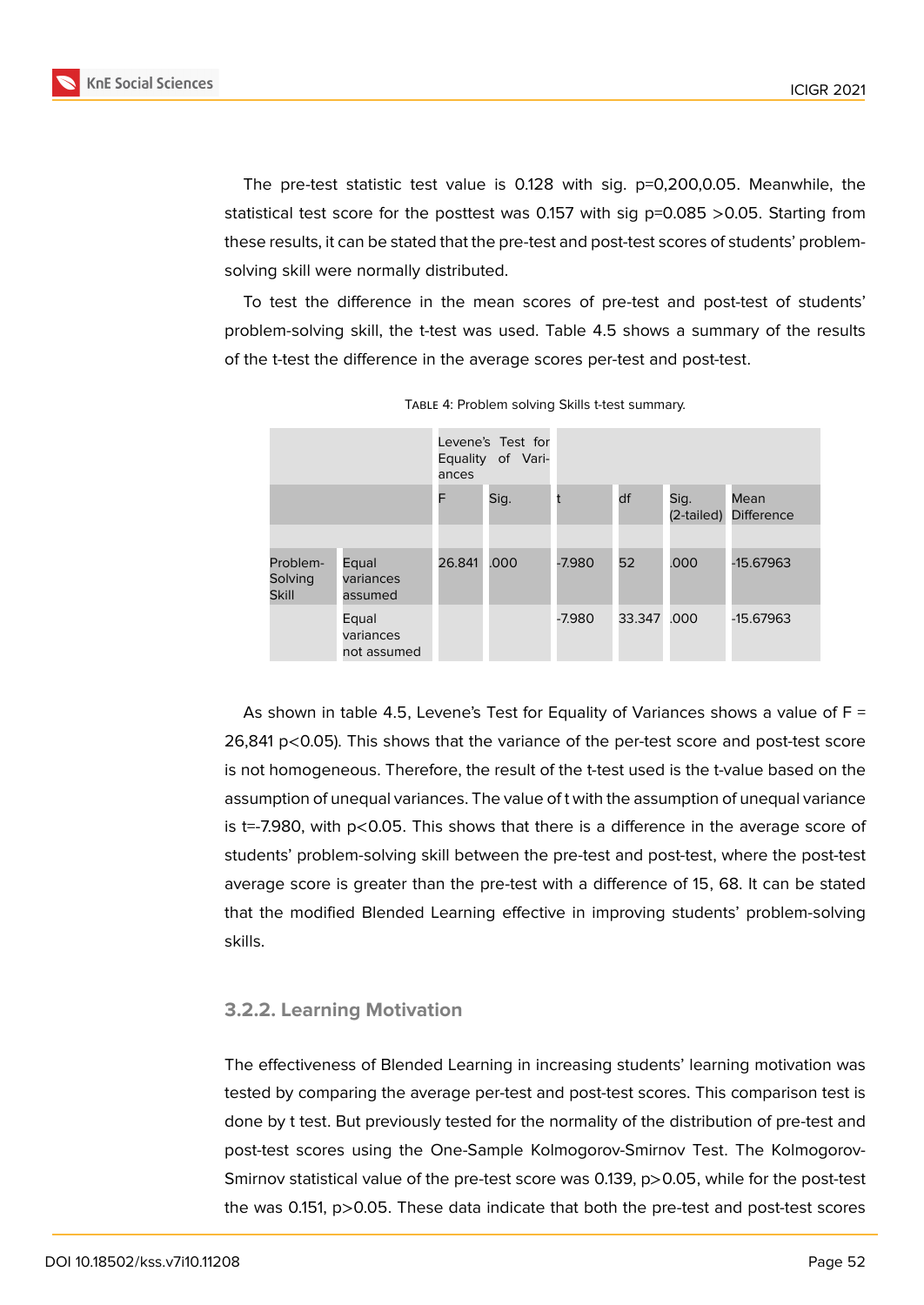The pre-test statistic test value is 0.128 with sig. p=0,200,0.05. Meanwhile, the statistical test score for the posttest was 0.157 with sig p=0.085 >0.05. Starting from these results, it can be stated that the pre-test and post-test scores of students' problem-solving skill were normally distributed.

To test the difference in the mean scores of pre-test and post-test of students' problem-solving skill, the t-test was used. Table 4.5 shows a summary of the results of the t-test the difference in the average scores per-test and post-test.

Table 4: Problem solving Skills t-test summary.

| | | Levene's Test for Equality of Variances | | | | | |
|---|---|---|---|---|---|---|---|
| | | F | Sig. | t | df | Sig. (2-tailed) | Mean Difference |
| Problem-Solving Skill | Equal variances assumed | 26.841 | .000 | -7.980 | 52 | .000 | -15.67963 |
| | Equal variances not assumed | | | -7.980 | 33.347 | .000 | -15.67963 |

As shown in table 4.5, Levene's Test for Equality of Variances shows a value of F = 26,841 p<0.05). This shows that the variance of the per-test score and post-test score is not homogeneous. Therefore, the result of the t-test used is the t-value based on the assumption of unequal variances. The value of t with the assumption of unequal variance is t=-7.980, with p<0.05. This shows that there is a difference in the average score of students' problem-solving skill between the pre-test and post-test, where the post-test average score is greater than the pre-test with a difference of 15, 68. It can be stated that the modified Blended Learning effective in improving students' problem-solving skills.

### 3.2.2. Learning Motivation

The effectiveness of Blended Learning in increasing students' learning motivation was tested by comparing the average per-test and post-test scores. This comparison test is done by t test. But previously tested for the normality of the distribution of pre-test and post-test scores using the One-Sample Kolmogorov-Smirnov Test. The Kolmogorov-Smirnov statistical value of the pre-test score was 0.139, p>0.05, while for the post-test the was 0.151, p>0.05. These data indicate that both the pre-test and post-test scores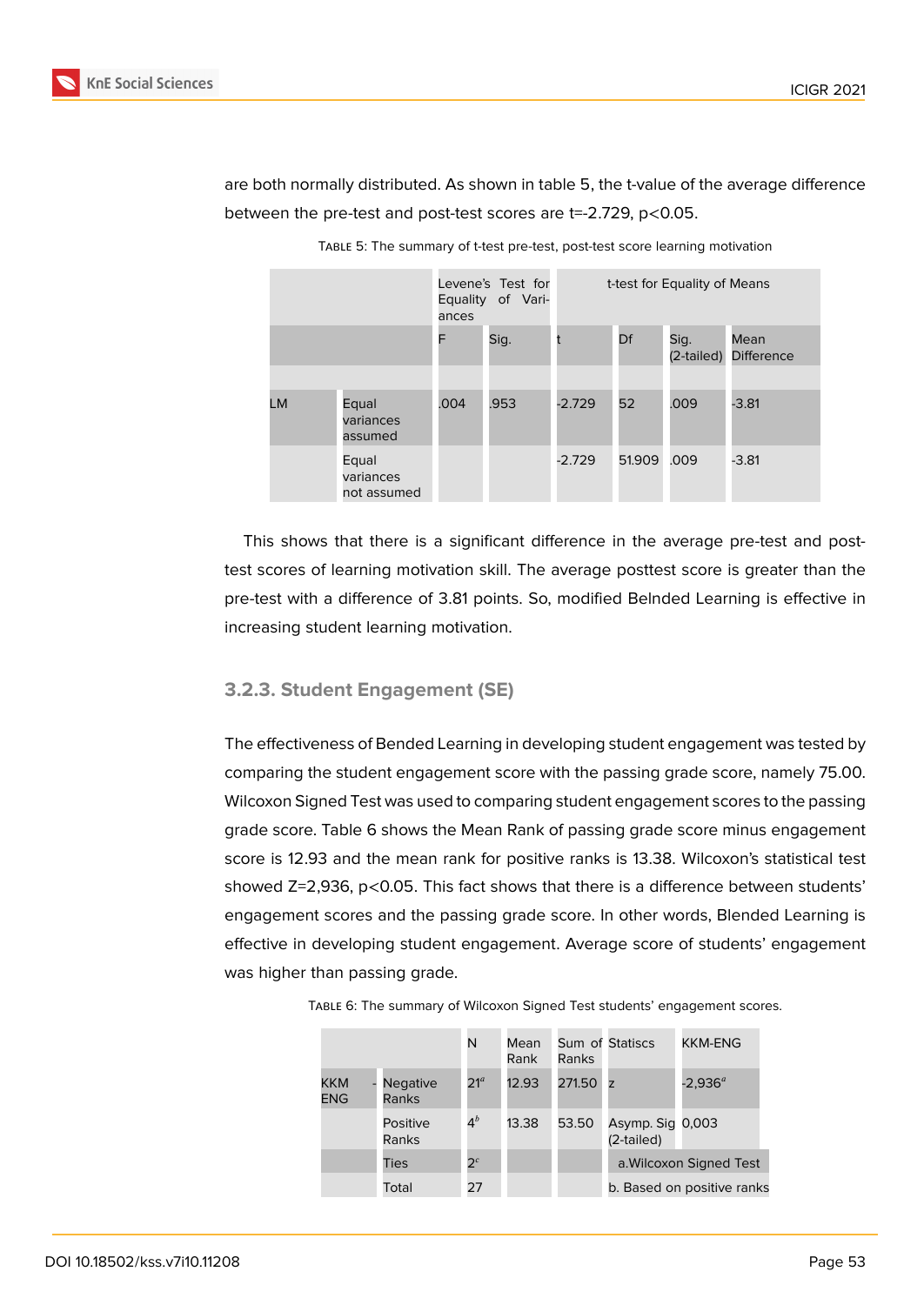are both normally distributed. As shown in table 5, the t-value of the average difference between the pre-test and post-test scores are t=-2.729, $p<0.05$.

Table 5: The summary of t-test pre-test, post-test score learning motivation

| | | Levene's Test for Equality of Variances | | t-test for Equality of Means | | | |
|---|---|---|---|---|---|---|---|
| | | F | Sig. | t | Df | Sig. (2-tailed) | Mean Difference |
| LM | Equal variances assumed | .004 | .953 | -2.729 | 52 | .009 | -3.81 |
| | Equal variances not assumed | | | -2.729 | 51.909 | .009 | -3.81 |

This shows that there is a significant difference in the average pre-test and post-test scores of learning motivation skill. The average posttest score is greater than the pre-test with a difference of 3.81 points. So, modified Belnded Learning is effective in increasing student learning motivation.

#### 3.2.3. Student Engagement (SE)

The effectiveness of Bended Learning in developing student engagement was tested by comparing the student engagement score with the passing grade score, namely 75.00. Wilcoxon Signed Test was used to comparing student engagement scores to the passing grade score. Table 6 shows the Mean Rank of passing grade score minus engagement score is 12.93 and the mean rank for positive ranks is 13.38. Wilcoxon's statistical test showed Z=2,936, $p<0.05$. This fact shows that there is a difference between students' engagement scores and the passing grade score. In other words, Blended Learning is effective in developing student engagement. Average score of students' engagement was higher than passing grade.

Table 6: The summary of Wilcoxon Signed Test students' engagement scores.

| | | N | Mean Rank | Sum of Ranks | Statiscs | KKM-ENG |
|---|---|---|---|---|---|---|
| KKM - ENG | Negative Ranks | 21[a] | 12.93 | 271.50 | z | -2,936[a] |
| | Positive Ranks | 4[b] | 13.38 | 53.50 | Asymp. Sig (2-tailed) | 0,003 |
| | Ties | 2[c] | | | a.Wilcoxon Signed Test | |
| | Total | 27 | | | b. Based on positive ranks | |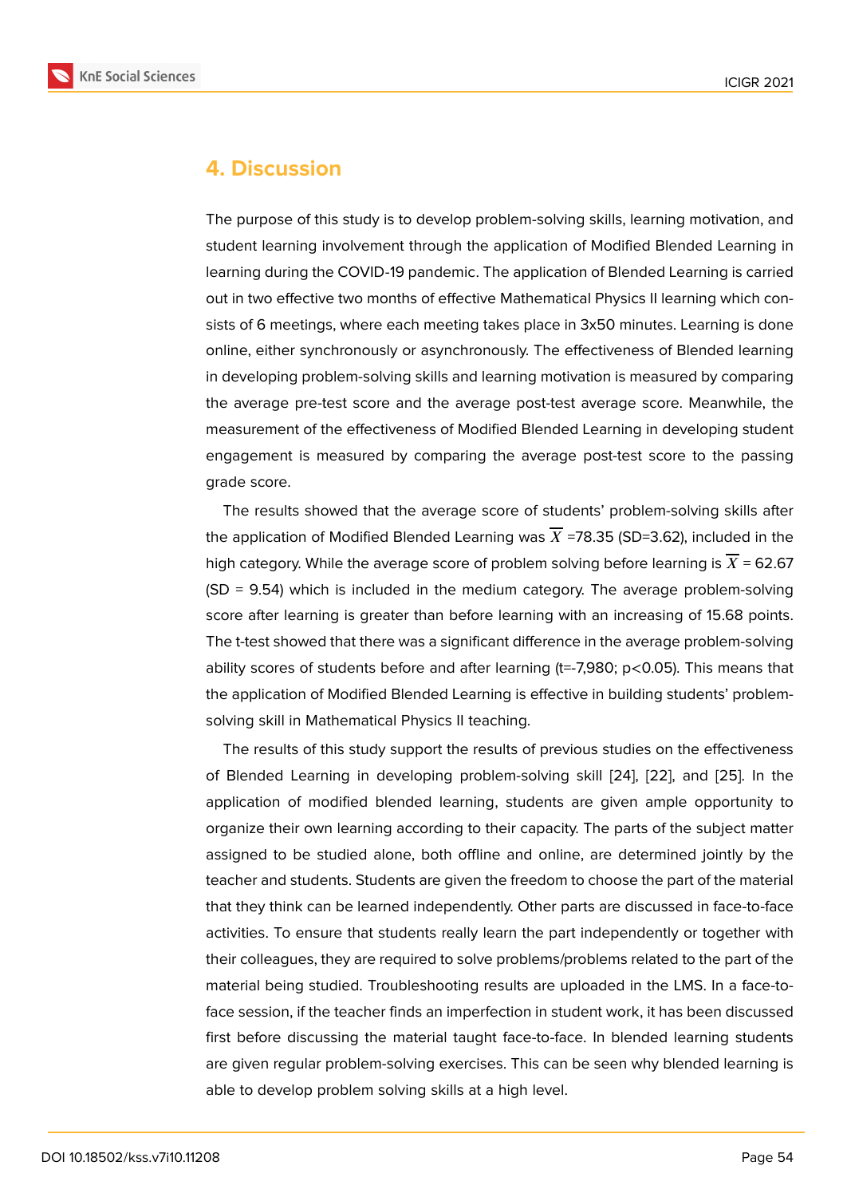## 4. Discussion

The purpose of this study is to develop problem-solving skills, learning motivation, and student learning involvement through the application of Modified Blended Learning in learning during the COVID-19 pandemic. The application of Blended Learning is carried out in two effective two months of effective Mathematical Physics II learning which consists of 6 meetings, where each meeting takes place in 3x50 minutes. Learning is done online, either synchronously or asynchronously. The effectiveness of Blended learning in developing problem-solving skills and learning motivation is measured by comparing the average pre-test score and the average post-test average score. Meanwhile, the measurement of the effectiveness of Modified Blended Learning in developing student engagement is measured by comparing the average post-test score to the passing grade score.

The results showed that the average score of students' problem-solving skills after the application of Modified Blended Learning was $\overline{X}$ =78.35 (SD=3.62), included in the high category. While the average score of problem solving before learning is $\overline{X}$ = 62.67 (SD = 9.54) which is included in the medium category. The average problem-solving score after learning is greater than before learning with an increasing of 15.68 points. The t-test showed that there was a significant difference in the average problem-solving ability scores of students before and after learning (t=-7,980; $p<0.05$). This means that the application of Modified Blended Learning is effective in building students' problem-solving skill in Mathematical Physics II teaching.

The results of this study support the results of previous studies on the effectiveness of Blended Learning in developing problem-solving skill [24], [22], and [25]. In the application of modified blended learning, students are given ample opportunity to organize their own learning according to their capacity. The parts of the subject matter assigned to be studied alone, both offline and online, are determined jointly by the teacher and students. Students are given the freedom to choose the part of the material that they think can be learned independently. Other parts are discussed in face-to-face activities. To ensure that students really learn the part independently or together with their colleagues, they are required to solve problems/problems related to the part of the material being studied. Troubleshooting results are uploaded in the LMS. In a face-to-face session, if the teacher finds an imperfection in student work, it has been discussed first before discussing the material taught face-to-face. In blended learning students are given regular problem-solving exercises. This can be seen why blended learning is able to develop problem solving skills at a high level.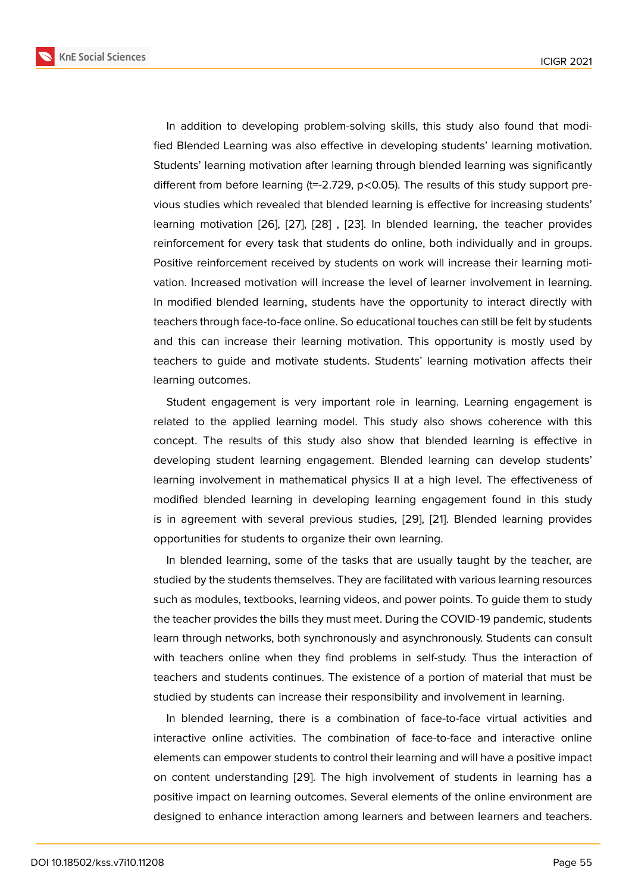In addition to developing problem-solving skills, this study also found that modified Blended Learning was also effective in developing students' learning motivation. Students' learning motivation after learning through blended learning was significantly different from before learning ($t=-2.729$, $p<0.05$). The results of this study support previous studies which revealed that blended learning is effective for increasing students' learning motivation [26], [27], [28] , [23]. In blended learning, the teacher provides reinforcement for every task that students do online, both individually and in groups. Positive reinforcement received by students on work will increase their learning motivation. Increased motivation will increase the level of learner involvement in learning. In modified blended learning, students have the opportunity to interact directly with teachers through face-to-face online. So educational touches can still be felt by students and this can increase their learning motivation. This opportunity is mostly used by teachers to guide and motivate students. Students' learning motivation affects their learning outcomes.

Student engagement is very important role in learning. Learning engagement is related to the applied learning model. This study also shows coherence with this concept. The results of this study also show that blended learning is effective in developing student learning engagement. Blended learning can develop students' learning involvement in mathematical physics II at a high level. The effectiveness of modified blended learning in developing learning engagement found in this study is in agreement with several previous studies, [29], [21]. Blended learning provides opportunities for students to organize their own learning.

In blended learning, some of the tasks that are usually taught by the teacher, are studied by the students themselves. They are facilitated with various learning resources such as modules, textbooks, learning videos, and power points. To guide them to study the teacher provides the bills they must meet. During the COVID-19 pandemic, students learn through networks, both synchronously and asynchronously. Students can consult with teachers online when they find problems in self-study. Thus the interaction of teachers and students continues. The existence of a portion of material that must be studied by students can increase their responsibility and involvement in learning.

In blended learning, there is a combination of face-to-face virtual activities and interactive online activities. The combination of face-to-face and interactive online elements can empower students to control their learning and will have a positive impact on content understanding [29]. The high involvement of students in learning has a positive impact on learning outcomes. Several elements of the online environment are designed to enhance interaction among learners and between learners and teachers.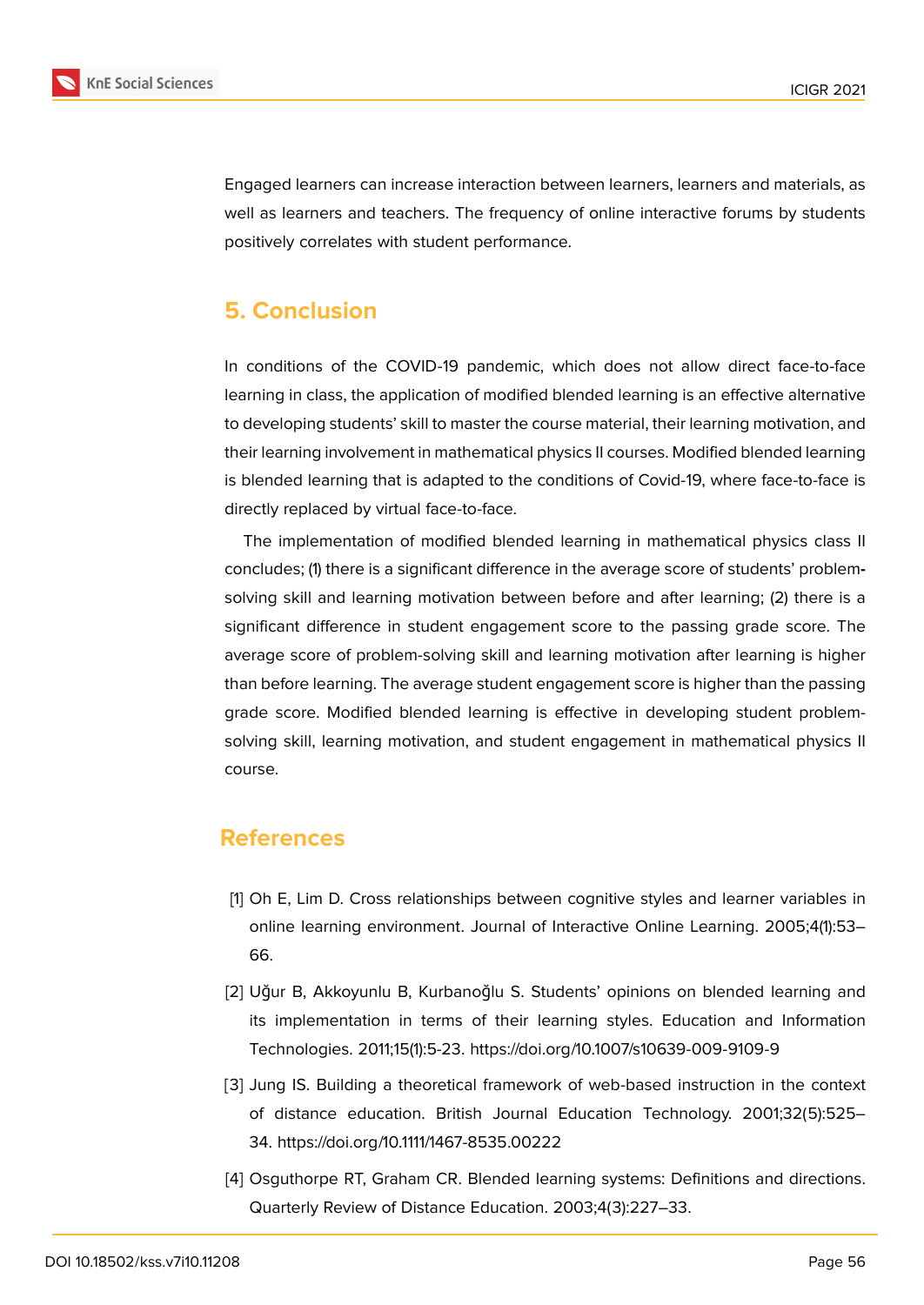Engaged learners can increase interaction between learners, learners and materials, as well as learners and teachers. The frequency of online interactive forums by students positively correlates with student performance.

## 5. Conclusion

In conditions of the COVID-19 pandemic, which does not allow direct face-to-face learning in class, the application of modified blended learning is an effective alternative to developing students' skill to master the course material, their learning motivation, and their learning involvement in mathematical physics II courses. Modified blended learning is blended learning that is adapted to the conditions of Covid-19, where face-to-face is directly replaced by virtual face-to-face.

The implementation of modified blended learning in mathematical physics class II concludes; (1) there is a significant difference in the average score of students' problem-solving skill and learning motivation between before and after learning; (2) there is a significant difference in student engagement score to the passing grade score. The average score of problem-solving skill and learning motivation after learning is higher than before learning. The average student engagement score is higher than the passing grade score. Modified blended learning is effective in developing student problem-solving skill, learning motivation, and student engagement in mathematical physics II course.

## References

[1] Oh E, Lim D. Cross relationships between cognitive styles and learner variables in online learning environment. Journal of Interactive Online Learning. 2005;4(1):53–66.

[2] Uğur B, Akkoyunlu B, Kurbanoğlu S. Students' opinions on blended learning and its implementation in terms of their learning styles. Education and Information Technologies. 2011;15(1):5-23. https://doi.org/10.1007/s10639-009-9109-9

[3] Jung IS. Building a theoretical framework of web-based instruction in the context of distance education. British Journal Education Technology. 2001;32(5):525–34. https://doi.org/10.1111/1467-8535.00222

[4] Osguthorpe RT, Graham CR. Blended learning systems: Definitions and directions. Quarterly Review of Distance Education. 2003;4(3):227–33.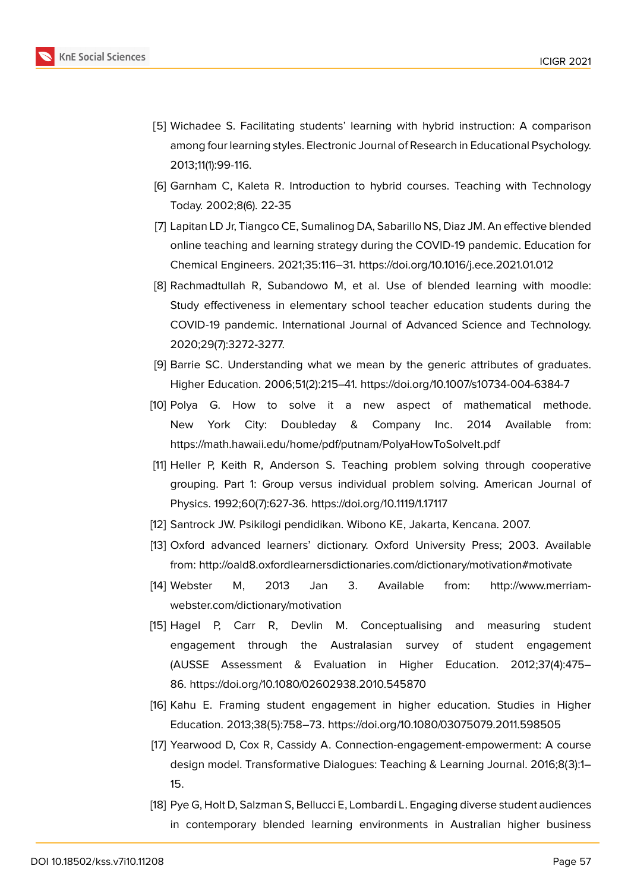[5] Wichadee S. Facilitating students' learning with hybrid instruction: A comparison among four learning styles. Electronic Journal of Research in Educational Psychology. 2013;11(1):99-116.

[6] Garnham C, Kaleta R. Introduction to hybrid courses. Teaching with Technology Today. 2002;8(6). 22-35

[7] Lapitan LD Jr, Tiangco CE, Sumalinog DA, Sabarillo NS, Diaz JM. An effective blended online teaching and learning strategy during the COVID-19 pandemic. Education for Chemical Engineers. 2021;35:116–31. https://doi.org/10.1016/j.ece.2021.01.012

[8] Rachmadtullah R, Subandowo M, et al. Use of blended learning with moodle: Study effectiveness in elementary school teacher education students during the COVID-19 pandemic. International Journal of Advanced Science and Technology. 2020;29(7):3272-3277.

[9] Barrie SC. Understanding what we mean by the generic attributes of graduates. Higher Education. 2006;51(2):215–41. https://doi.org/10.1007/s10734-004-6384-7

[10] Polya G. How to solve it a new aspect of mathematical methode. New York City: Doubleday & Company Inc. 2014 Available from: https://math.hawaii.edu/home/pdf/putnam/PolyaHowToSolveIt.pdf

[11] Heller P, Keith R, Anderson S. Teaching problem solving through cooperative grouping. Part 1: Group versus individual problem solving. American Journal of Physics. 1992;60(7):627-36. https://doi.org/10.1119/1.17117

[12] Santrock JW. Psikilogi pendidikan. Wibono KE, Jakarta, Kencana. 2007.

[13] Oxford advanced learners' dictionary. Oxford University Press; 2003. Available from: http://oald8.oxfordlearnersdictionaries.com/dictionary/motivation#motivate

[14] Webster M, 2013 Jan 3. Available from: http://www.merriam-webster.com/dictionary/motivation

[15] Hagel P, Carr R, Devlin M. Conceptualising and measuring student engagement through the Australasian survey of student engagement (AUSSE Assessment & Evaluation in Higher Education. 2012;37(4):475–86. https://doi.org/10.1080/02602938.2010.545870

[16] Kahu E. Framing student engagement in higher education. Studies in Higher Education. 2013;38(5):758–73. https://doi.org/10.1080/03075079.2011.598505

[17] Yearwood D, Cox R, Cassidy A. Connection-engagement-empowerment: A course design model. Transformative Dialogues: Teaching & Learning Journal. 2016;8(3):1–15.

[18] Pye G, Holt D, Salzman S, Bellucci E, Lombardi L. Engaging diverse student audiences in contemporary blended learning environments in Australian higher business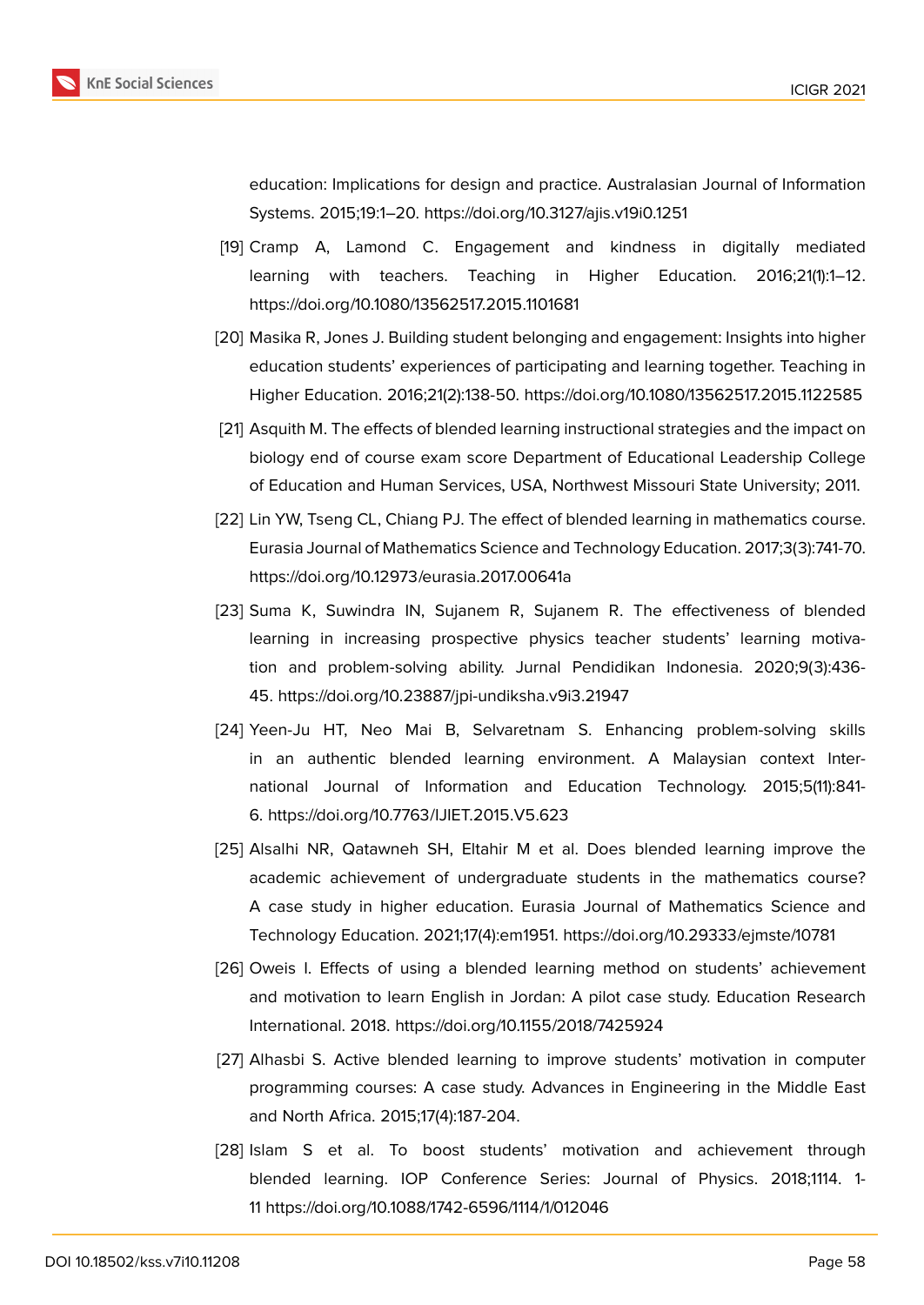education: Implications for design and practice. Australasian Journal of Information Systems. 2015;19:1–20. https://doi.org/10.3127/ajis.v19i0.1251

[19] Cramp A, Lamond C. Engagement and kindness in digitally mediated learning with teachers. Teaching in Higher Education. 2016;21(1):1–12. https://doi.org/10.1080/13562517.2015.1101681

[20] Masika R, Jones J. Building student belonging and engagement: Insights into higher education students' experiences of participating and learning together. Teaching in Higher Education. 2016;21(2):138-50. https://doi.org/10.1080/13562517.2015.1122585

[21] Asquith M. The effects of blended learning instructional strategies and the impact on biology end of course exam score Department of Educational Leadership College of Education and Human Services, USA, Northwest Missouri State University; 2011.

[22] Lin YW, Tseng CL, Chiang PJ. The effect of blended learning in mathematics course. Eurasia Journal of Mathematics Science and Technology Education. 2017;3(3):741-70. https://doi.org/10.12973/eurasia.2017.00641a

[23] Suma K, Suwindra IN, Sujanem R, Sujanem R. The effectiveness of blended learning in increasing prospective physics teacher students' learning motivation and problem-solving ability. Jurnal Pendidikan Indonesia. 2020;9(3):436-45. https://doi.org/10.23887/jpi-undiksha.v9i3.21947

[24] Yeen-Ju HT, Neo Mai B, Selvaretnam S. Enhancing problem-solving skills in an authentic blended learning environment. A Malaysian context International Journal of Information and Education Technology. 2015;5(11):841-6. https://doi.org/10.7763/IJIET.2015.V5.623

[25] Alsalhi NR, Qatawneh SH, Eltahir M et al. Does blended learning improve the academic achievement of undergraduate students in the mathematics course? A case study in higher education. Eurasia Journal of Mathematics Science and Technology Education. 2021;17(4):em1951. https://doi.org/10.29333/ejmste/10781

[26] Oweis I. Effects of using a blended learning method on students' achievement and motivation to learn English in Jordan: A pilot case study. Education Research International. 2018. https://doi.org/10.1155/2018/7425924

[27] Alhasbi S. Active blended learning to improve students' motivation in computer programming courses: A case study. Advances in Engineering in the Middle East and North Africa. 2015;17(4):187-204.

[28] Islam S et al. To boost students' motivation and achievement through blended learning. IOP Conference Series: Journal of Physics. 2018;1114. 1-11 https://doi.org/10.1088/1742-6596/1114/1/012046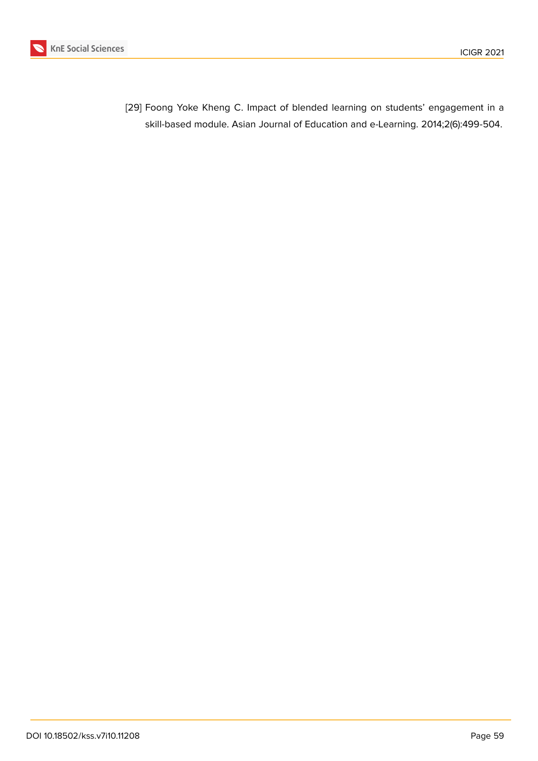[29] Foong Yoke Kheng C. Impact of blended learning on students' engagement in a skill-based module. Asian Journal of Education and e-Learning. 2014;2(6):499-504.